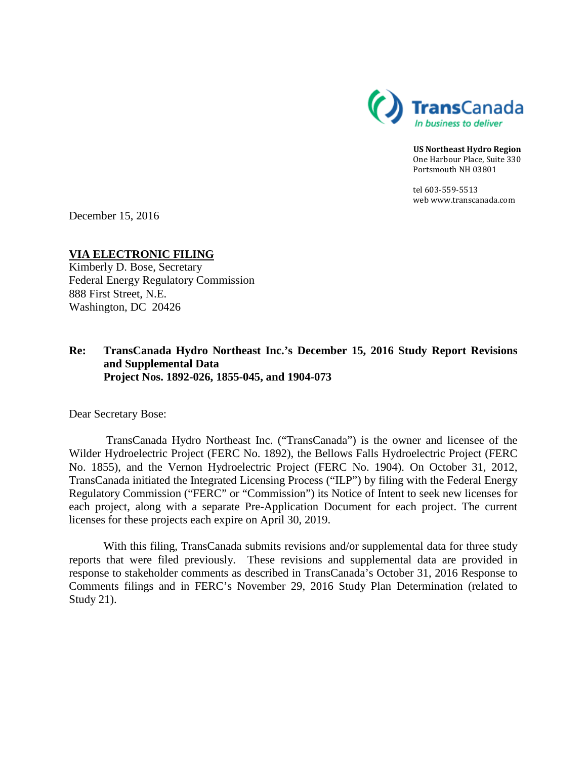TransCanada
*In business to deliver*

**US Northeast Hydro Region**
One Harbour Place, Suite 330
Portsmouth NH 03801

tel 603-559-5513
web www.transcanada.com

December 15, 2016

**VIA ELECTRONIC FILING**
Kimberly D. Bose, Secretary
Federal Energy Regulatory Commission
888 First Street, N.E.
Washington, DC 20426

**Re: TransCanada Hydro Northeast Inc.'s December 15, 2016 Study Report Revisions and Supplemental Data**
**Project Nos. 1892-026, 1855-045, and 1904-073**

Dear Secretary Bose:

TransCanada Hydro Northeast Inc. ("TransCanada") is the owner and licensee of the Wilder Hydroelectric Project (FERC No. 1892), the Bellows Falls Hydroelectric Project (FERC No. 1855), and the Vernon Hydroelectric Project (FERC No. 1904). On October 31, 2012, TransCanada initiated the Integrated Licensing Process ("ILP") by filing with the Federal Energy Regulatory Commission ("FERC" or "Commission") its Notice of Intent to seek new licenses for each project, along with a separate Pre-Application Document for each project. The current licenses for these projects each expire on April 30, 2019.

With this filing, TransCanada submits revisions and/or supplemental data for three study reports that were filed previously. These revisions and supplemental data are provided in response to stakeholder comments as described in TransCanada's October 31, 2016 Response to Comments filings and in FERC's November 29, 2016 Study Plan Determination (related to Study 21).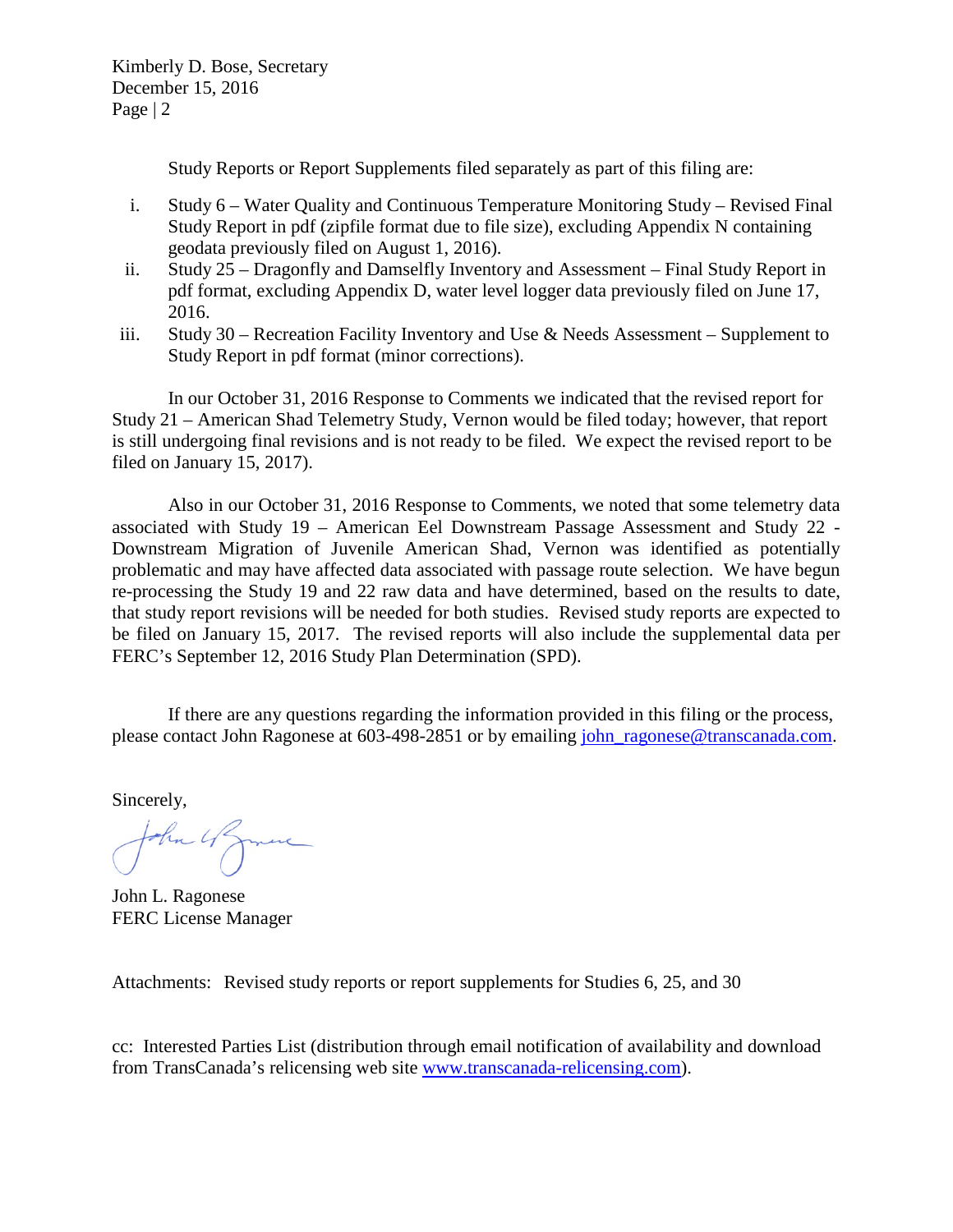Study Reports or Report Supplements filed separately as part of this filing are:

i. Study 6 – Water Quality and Continuous Temperature Monitoring Study – Revised Final Study Report in pdf (zipfile format due to file size), excluding Appendix N containing geodata previously filed on August 1, 2016).

ii. Study 25 – Dragonfly and Damselfly Inventory and Assessment – Final Study Report in pdf format, excluding Appendix D, water level logger data previously filed on June 17, 2016.

iii. Study 30 – Recreation Facility Inventory and Use & Needs Assessment – Supplement to Study Report in pdf format (minor corrections).

In our October 31, 2016 Response to Comments we indicated that the revised report for Study 21 – American Shad Telemetry Study, Vernon would be filed today; however, that report is still undergoing final revisions and is not ready to be filed. We expect the revised report to be filed on January 15, 2017).

Also in our October 31, 2016 Response to Comments, we noted that some telemetry data associated with Study 19 – American Eel Downstream Passage Assessment and Study 22 - Downstream Migration of Juvenile American Shad, Vernon was identified as potentially problematic and may have affected data associated with passage route selection. We have begun re-processing the Study 19 and 22 raw data and have determined, based on the results to date, that study report revisions will be needed for both studies. Revised study reports are expected to be filed on January 15, 2017. The revised reports will also include the supplemental data per FERC's September 12, 2016 Study Plan Determination (SPD).

If there are any questions regarding the information provided in this filing or the process, please contact John Ragonese at 603-498-2851 or by emailing john_ragonese@transcanada.com.

Sincerely,

John L. Ragonese
FERC License Manager

Attachments: Revised study reports or report supplements for Studies 6, 25, and 30

cc: Interested Parties List (distribution through email notification of availability and download from TransCanada's relicensing web site www.transcanada-relicensing.com).